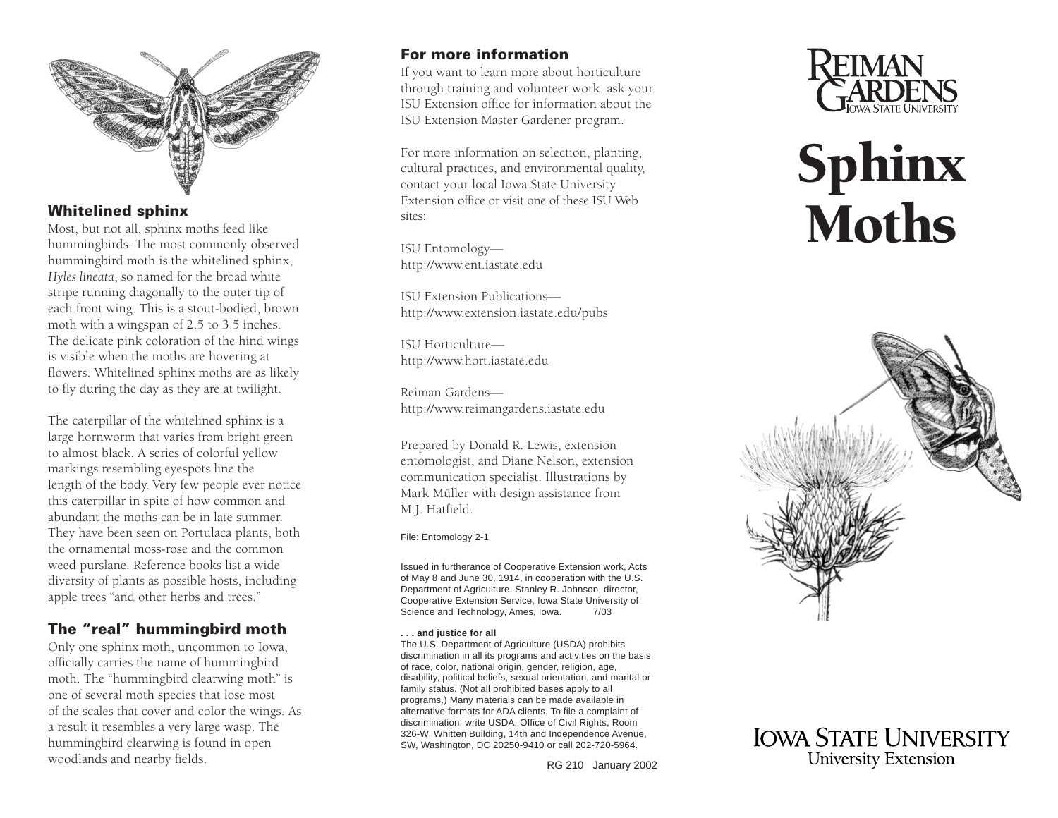## Whitelined sphinx

Most, but not all, sphinx moths feed like hummingbirds. The most commonly observed hummingbird moth is the whitelined sphinx, *Hyles lineata*, so named for the broad white stripe running diagonally to the outer tip of each front wing. This is a stout-bodied, brown moth with a wingspan of 2.5 to 3.5 inches. The delicate pink coloration of the hind wings is visible when the moths are hovering at flowers. Whitelined sphinx moths are as likely to fly during the day as they are at twilight.

The caterpillar of the whitelined sphinx is a large hornworm that varies from bright green to almost black. A series of colorful yellow markings resembling eyespots line the length of the body. Very few people ever notice this caterpillar in spite of how common and abundant the moths can be in late summer. They have been seen on Portulaca plants, both the ornamental moss-rose and the common weed purslane. Reference books list a wide diversity of plants as possible hosts, including apple trees "and other herbs and trees."

## The "real" hummingbird moth

Only one sphinx moth, uncommon to Iowa, officially carries the name of hummingbird moth. The "hummingbird clearwing moth" is one of several moth species that lose most of the scales that cover and color the wings. As a result it resembles a very large wasp. The hummingbird clearwing is found in open woodlands and nearby fields.

## For more information

If you want to learn more about horticulture through training and volunteer work, ask your ISU Extension office for information about the ISU Extension Master Gardener program.

For more information on selection, planting, cultural practices, and environmental quality, contact your local Iowa State University Extension office or visit one of these ISU Web sites:

ISU Entomology—
http://www.ent.iastate.edu

ISU Extension Publications—
http://www.extension.iastate.edu/pubs

ISU Horticulture—
http://www.hort.iastate.edu

Reiman Gardens—
http://www.reimangardens.iastate.edu

Prepared by Donald R. Lewis, extension entomologist, and Diane Nelson, extension communication specialist. Illustrations by Mark Müller with design assistance from M.J. Hatfield.

File: Entomology 2-1

Issued in furtherance of Cooperative Extension work, Acts of May 8 and June 30, 1914, in cooperation with the U.S. Department of Agriculture. Stanley R. Johnson, director, Cooperative Extension Service, Iowa State University of Science and Technology, Ames, Iowa. 7/03

**. . . and justice for all**

The U.S. Department of Agriculture (USDA) prohibits discrimination in all its programs and activities on the basis of race, color, national origin, gender, religion, age, disability, political beliefs, sexual orientation, and marital or family status. (Not all prohibited bases apply to all programs.) Many materials can be made available in alternative formats for ADA clients. To file a complaint of discrimination, write USDA, Office of Civil Rights, Room 326-W, Whitten Building, 14th and Independence Avenue, SW, Washington, DC 20250-9410 or call 202-720-5964.

RG 210 January 2002

Reiman Gardens
Iowa State University

# Sphinx Moths

Iowa State University
University Extension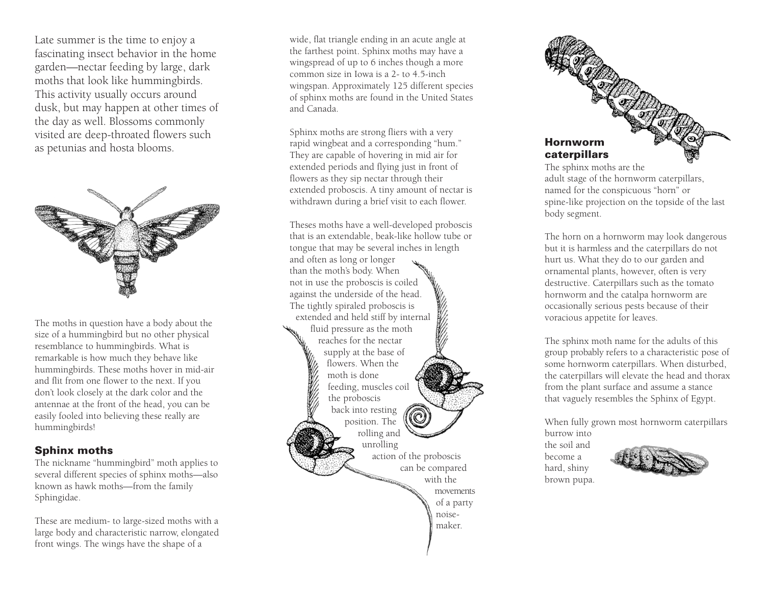Late summer is the time to enjoy a fascinating insect behavior in the home garden—nectar feeding by large, dark moths that look like hummingbirds. This activity usually occurs around dusk, but may happen at other times of the day as well. Blossoms commonly visited are deep-throated flowers such as petunias and hosta blooms.

The moths in question have a body about the size of a hummingbird but no other physical resemblance to hummingbirds. What is remarkable is how much they behave like hummingbirds. These moths hover in mid-air and flit from one flower to the next. If you don't look closely at the dark color and the antennae at the front of the head, you can be easily fooled into believing these really are hummingbirds!

## Sphinx moths

The nickname "hummingbird" moth applies to several different species of sphinx moths—also known as hawk moths—from the family Sphingidae.

These are medium- to large-sized moths with a large body and characteristic narrow, elongated front wings. The wings have the shape of a wide, flat triangle ending in an acute angle at the farthest point. Sphinx moths may have a wingspread of up to 6 inches though a more common size in Iowa is a 2- to 4.5-inch wingspan. Approximately 125 different species of sphinx moths are found in the United States and Canada.

Sphinx moths are strong fliers with a very rapid wingbeat and a corresponding "hum." They are capable of hovering in mid air for extended periods and flying just in front of flowers as they sip nectar through their extended proboscis. A tiny amount of nectar is withdrawn during a brief visit to each flower.

Theses moths have a well-developed proboscis that is an extendable, beak-like hollow tube or tongue that may be several inches in length and often as long or longer than the moth's body. When not in use the proboscis is coiled against the underside of the head. The tightly spiraled proboscis is extended and held stiff by internal fluid pressure as the moth reaches for the nectar supply at the base of flowers. When the moth is done feeding, muscles coil the proboscis back into resting position. The rolling and unrolling action of the proboscis can be compared with the movements of a party noise-maker.

## Hornworm caterpillars

The sphinx moths are the adult stage of the hornworm caterpillars, named for the conspicuous "horn" or spine-like projection on the topside of the last body segment.

The horn on a hornworm may look dangerous but it is harmless and the caterpillars do not hurt us. What they do to our garden and ornamental plants, however, often is very destructive. Caterpillars such as the tomato hornworm and the catalpa hornworm are occasionally serious pests because of their voracious appetite for leaves.

The sphinx moth name for the adults of this group probably refers to a characteristic pose of some hornworm caterpillars. When disturbed, the caterpillars will elevate the head and thorax from the plant surface and assume a stance that vaguely resembles the Sphinx of Egypt.

When fully grown most hornworm caterpillars burrow into the soil and become a hard, shiny brown pupa.